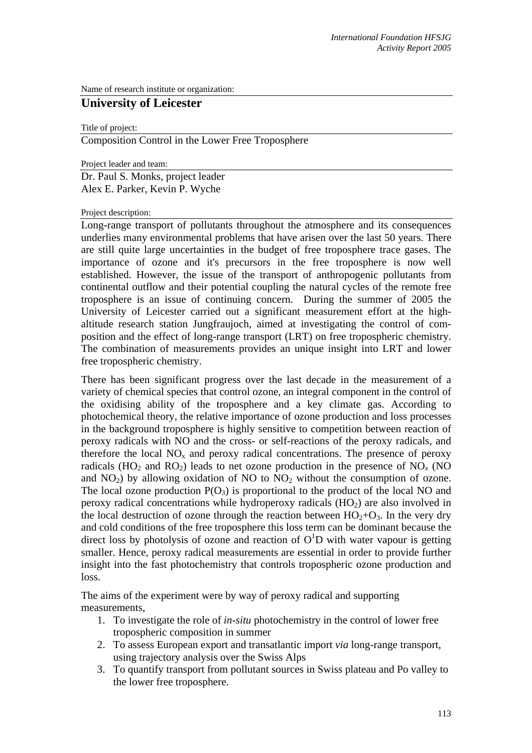Name of research institute or organization:

# University of Leicester

Title of project:

Composition Control in the Lower Free Troposphere

Project leader and team:

Dr. Paul S. Monks, project leader
Alex E. Parker, Kevin P. Wyche

Project description:

Long-range transport of pollutants throughout the atmosphere and its consequences underlies many environmental problems that have arisen over the last 50 years. There are still quite large uncertainties in the budget of free troposphere trace gases. The importance of ozone and it's precursors in the free troposphere is now well established. However, the issue of the transport of anthropogenic pollutants from continental outflow and their potential coupling the natural cycles of the remote free troposphere is an issue of continuing concern. During the summer of 2005 the University of Leicester carried out a significant measurement effort at the high-altitude research station Jungfraujoch, aimed at investigating the control of composition and the effect of long-range transport (LRT) on free tropospheric chemistry. The combination of measurements provides an unique insight into LRT and lower free tropospheric chemistry.

There has been significant progress over the last decade in the measurement of a variety of chemical species that control ozone, an integral component in the control of the oxidising ability of the troposphere and a key climate gas. According to photochemical theory, the relative importance of ozone production and loss processes in the background troposphere is highly sensitive to competition between reaction of peroxy radicals with NO and the cross- or self-reactions of the peroxy radicals, and therefore the local $NO_x$ and peroxy radical concentrations. The presence of peroxy radicals ($HO_2$ and $RO_2$) leads to net ozone production in the presence of $NO_x$ (NO and $NO_2$) by allowing oxidation of NO to $NO_2$ without the consumption of ozone. The local ozone production $P(O_3)$ is proportional to the product of the local NO and peroxy radical concentrations while hydroperoxy radicals ($HO_2$) are also involved in the local destruction of ozone through the reaction between $HO_2$+$O_3$. In the very dry and cold conditions of the free troposphere this loss term can be dominant because the direct loss by photolysis of ozone and reaction of $O^1D$ with water vapour is getting smaller. Hence, peroxy radical measurements are essential in order to provide further insight into the fast photochemistry that controls tropospheric ozone production and loss.

The aims of the experiment were by way of peroxy radical and supporting measurements,

1. To investigate the role of *in-situ* photochemistry in the control of lower free tropospheric composition in summer
2. To assess European export and transatlantic import *via* long-range transport, using trajectory analysis over the Swiss Alps
3. To quantify transport from pollutant sources in Swiss plateau and Po valley to the lower free troposphere.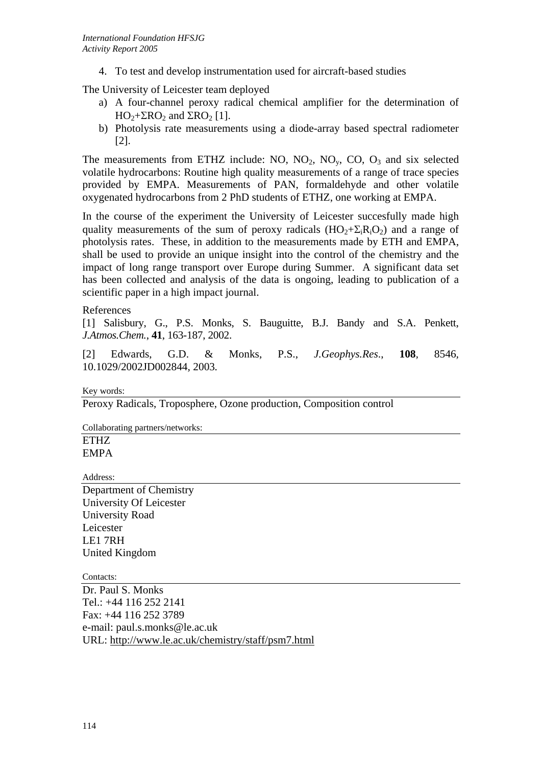4. To test and develop instrumentation used for aircraft-based studies

The University of Leicester team deployed

a) A four-channel peroxy radical chemical amplifier for the determination of $HO_2+\Sigma RO_2$ and $\Sigma RO_2$ [1].
b) Photolysis rate measurements using a diode-array based spectral radiometer [2].

The measurements from ETHZ include: NO, $NO_2$, $NO_y$, CO, $O_3$ and six selected volatile hydrocarbons: Routine high quality measurements of a range of trace species provided by EMPA. Measurements of PAN, formaldehyde and other volatile oxygenated hydrocarbons from 2 PhD students of ETHZ, one working at EMPA.

In the course of the experiment the University of Leicester succesfully made high quality measurements of the sum of peroxy radicals ($HO_2+\Sigma_i R_i O_2$) and a range of photolysis rates. These, in addition to the measurements made by ETH and EMPA, shall be used to provide an unique insight into the control of the chemistry and the impact of long range transport over Europe during Summer. A significant data set has been collected and analysis of the data is ongoing, leading to publication of a scientific paper in a high impact journal.

References

[1] Salisbury, G., P.S. Monks, S. Bauguitte, B.J. Bandy and S.A. Penkett, *J.Atmos.Chem.*, **41**, 163-187, 2002.

[2] Edwards, G.D. & Monks, P.S., *J.Geophys.Res.*, **108**, 8546, 10.1029/2002JD002844, 2003.

Key words:

Peroxy Radicals, Troposphere, Ozone production, Composition control

Collaborating partners/networks:

ETHZ
EMPA

Address:

Department of Chemistry
University Of Leicester
University Road
Leicester
LE1 7RH
United Kingdom

Contacts:

Dr. Paul S. Monks
Tel.: +44 116 252 2141
Fax: +44 116 252 3789
e-mail: paul.s.monks@le.ac.uk
URL: http://www.le.ac.uk/chemistry/staff/psm7.html